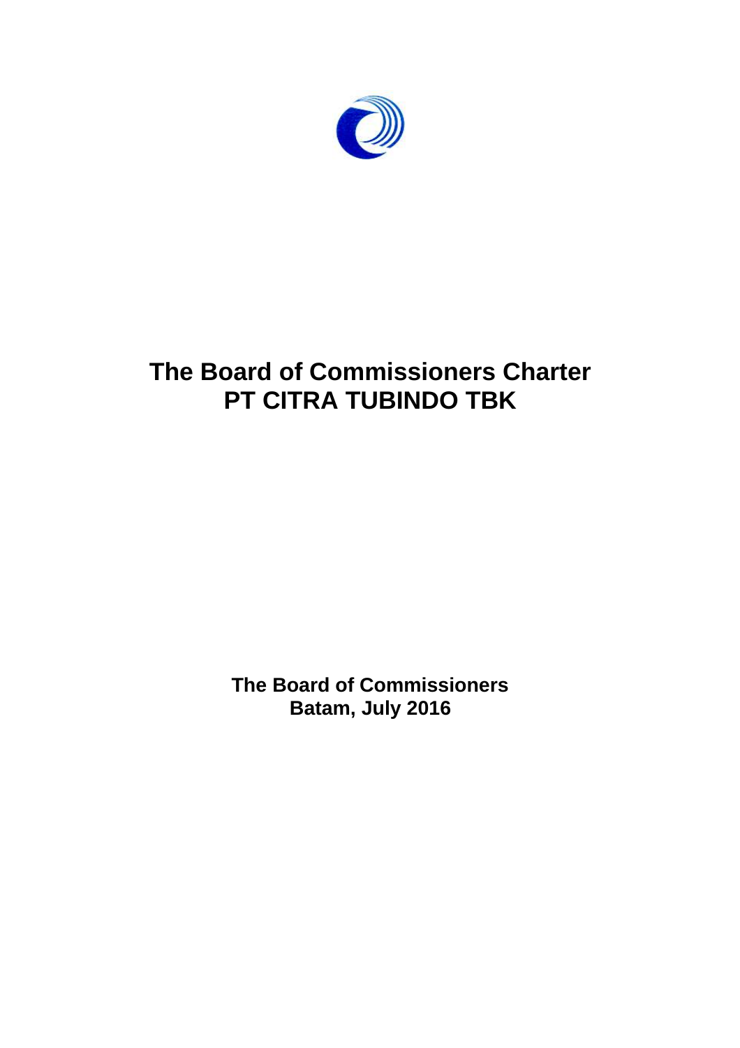# The Board of Commissioners Charter
# PT CITRA TUBINDO TBK

**The Board of Commissioners**
**Batam, July 2016**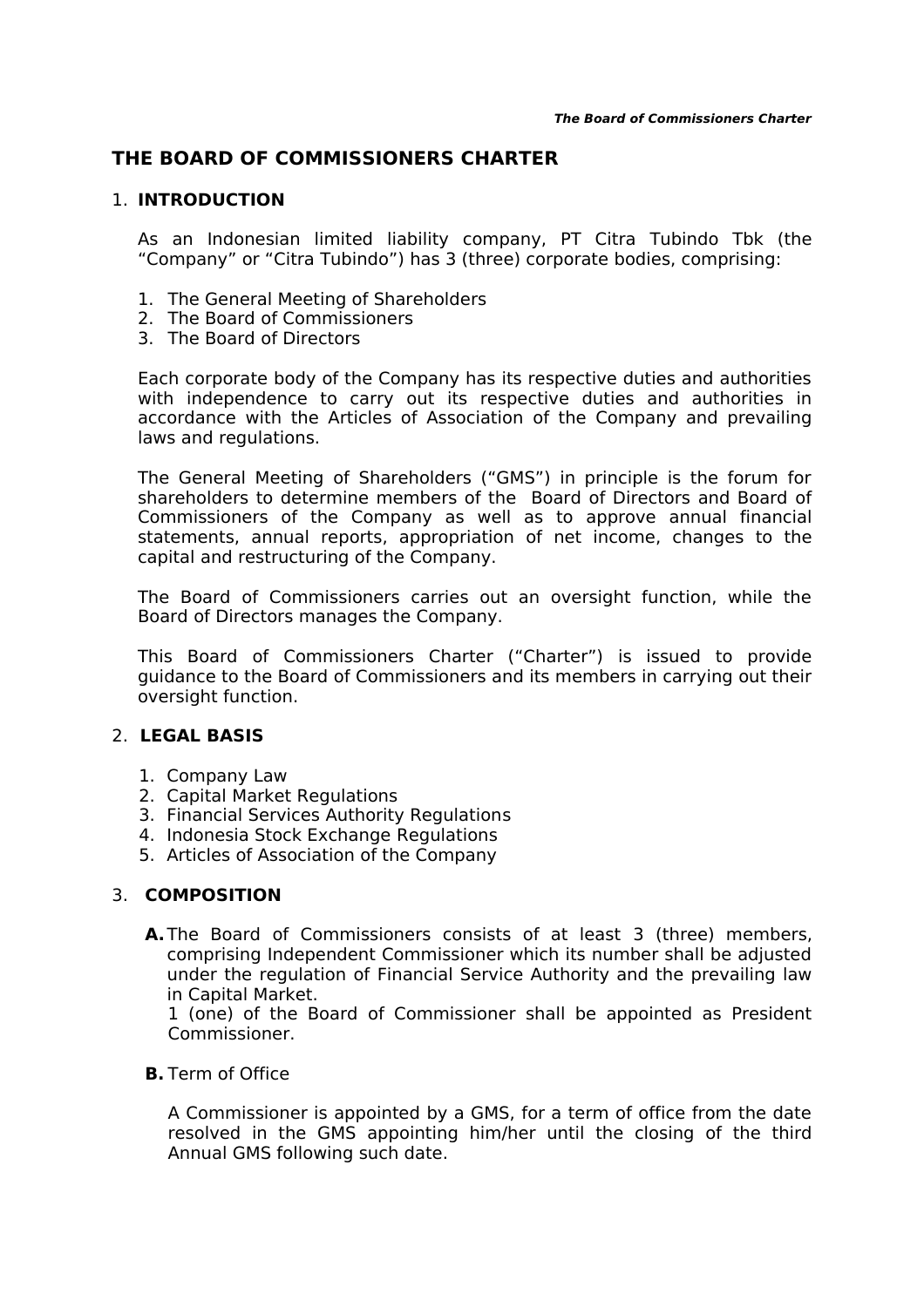# THE BOARD OF COMMISSIONERS CHARTER

## 1. INTRODUCTION

As an Indonesian limited liability company, PT Citra Tubindo Tbk (the "Company" or "Citra Tubindo") has 3 (three) corporate bodies, comprising:

1. The General Meeting of Shareholders
2. The Board of Commissioners
3. The Board of Directors

Each corporate body of the Company has its respective duties and authorities with independence to carry out its respective duties and authorities in accordance with the Articles of Association of the Company and prevailing laws and regulations.

The General Meeting of Shareholders ("GMS") in principle is the forum for shareholders to determine members of the Board of Directors and Board of Commissioners of the Company as well as to approve annual financial statements, annual reports, appropriation of net income, changes to the capital and restructuring of the Company.

The Board of Commissioners carries out an oversight function, while the Board of Directors manages the Company.

This Board of Commissioners Charter ("Charter") is issued to provide guidance to the Board of Commissioners and its members in carrying out their oversight function.

## 2. LEGAL BASIS

1. Company Law
2. Capital Market Regulations
3. Financial Services Authority Regulations
4. Indonesia Stock Exchange Regulations
5. Articles of Association of the Company

## 3. COMPOSITION

**A.** The Board of Commissioners consists of at least 3 (three) members, comprising Independent Commissioner which its number shall be adjusted under the regulation of Financial Service Authority and the prevailing law in Capital Market.

1 (one) of the Board of Commissioner shall be appointed as President Commissioner.

**B.** Term of Office

A Commissioner is appointed by a GMS, for a term of office from the date resolved in the GMS appointing him/her until the closing of the third Annual GMS following such date.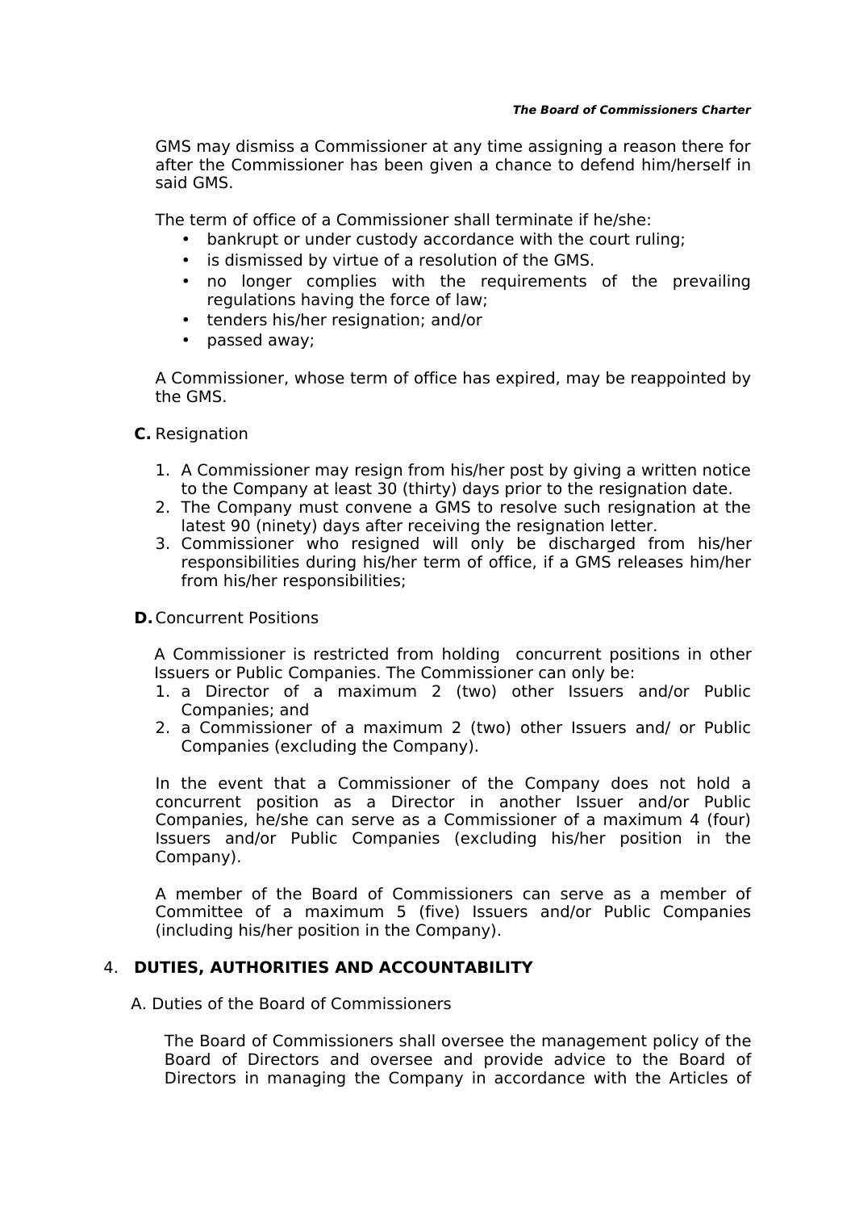GMS may dismiss a Commissioner at any time assigning a reason there for after the Commissioner has been given a chance to defend him/herself in said GMS.

The term of office of a Commissioner shall terminate if he/she:

- bankrupt or under custody accordance with the court ruling;
- is dismissed by virtue of a resolution of the GMS.
- no longer complies with the requirements of the prevailing regulations having the force of law;
- tenders his/her resignation; and/or
- passed away;

A Commissioner, whose term of office has expired, may be reappointed by the GMS.

**C.** Resignation

1. A Commissioner may resign from his/her post by giving a written notice to the Company at least 30 (thirty) days prior to the resignation date.
2. The Company must convene a GMS to resolve such resignation at the latest 90 (ninety) days after receiving the resignation letter.
3. Commissioner who resigned will only be discharged from his/her responsibilities during his/her term of office, if a GMS releases him/her from his/her responsibilities;

**D.** Concurrent Positions

A Commissioner is restricted from holding concurrent positions in other Issuers or Public Companies. The Commissioner can only be:

1. a Director of a maximum 2 (two) other Issuers and/or Public Companies; and
2. a Commissioner of a maximum 2 (two) other Issuers and/ or Public Companies (excluding the Company).

In the event that a Commissioner of the Company does not hold a concurrent position as a Director in another Issuer and/or Public Companies, he/she can serve as a Commissioner of a maximum 4 (four) Issuers and/or Public Companies (excluding his/her position in the Company).

A member of the Board of Commissioners can serve as a member of Committee of a maximum 5 (five) Issuers and/or Public Companies (including his/her position in the Company).

## 4. DUTIES, AUTHORITIES AND ACCOUNTABILITY

A. Duties of the Board of Commissioners

The Board of Commissioners shall oversee the management policy of the Board of Directors and oversee and provide advice to the Board of Directors in managing the Company in accordance with the Articles of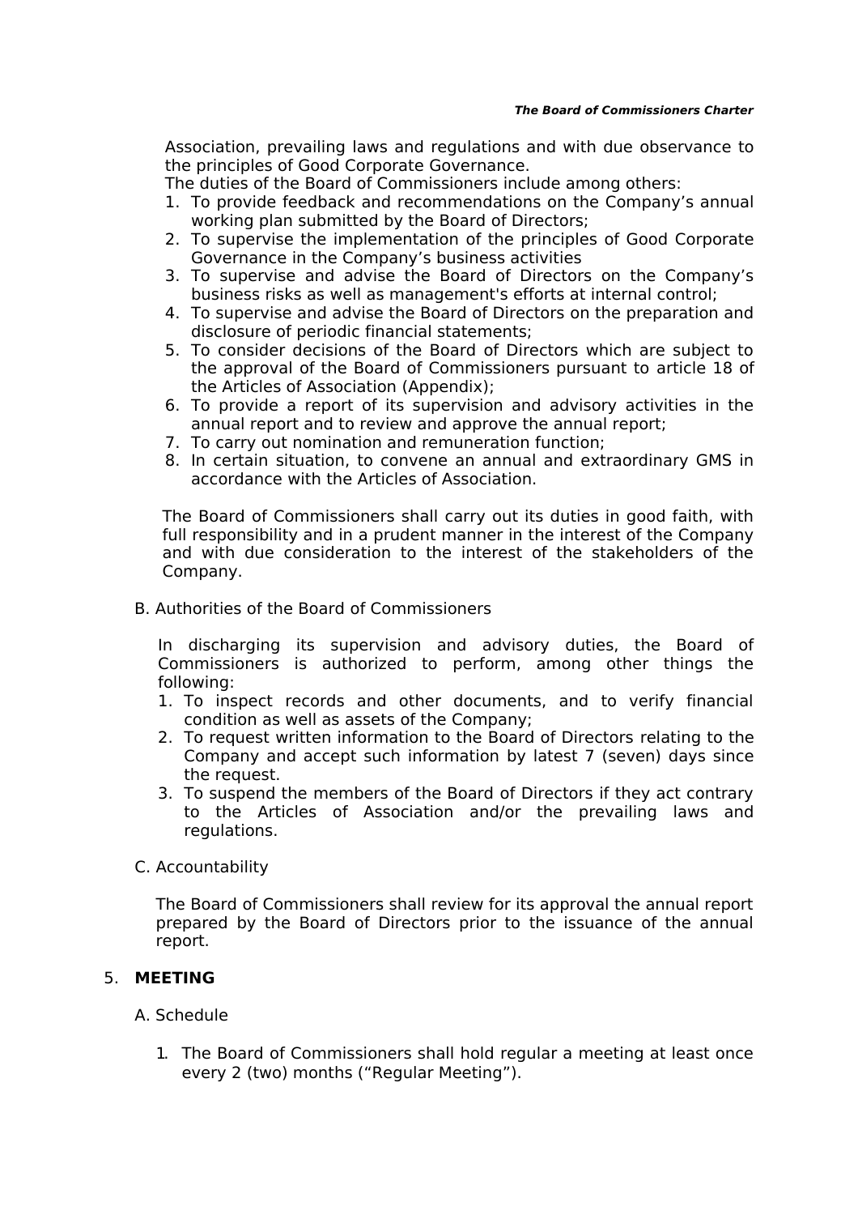Association, prevailing laws and regulations and with due observance to the principles of Good Corporate Governance.

The duties of the Board of Commissioners include among others:

1. To provide feedback and recommendations on the Company's annual working plan submitted by the Board of Directors;
2. To supervise the implementation of the principles of Good Corporate Governance in the Company's business activities
3. To supervise and advise the Board of Directors on the Company's business risks as well as management's efforts at internal control;
4. To supervise and advise the Board of Directors on the preparation and disclosure of periodic financial statements;
5. To consider decisions of the Board of Directors which are subject to the approval of the Board of Commissioners pursuant to article 18 of the Articles of Association (Appendix);
6. To provide a report of its supervision and advisory activities in the annual report and to review and approve the annual report;
7. To carry out nomination and remuneration function;
8. In certain situation, to convene an annual and extraordinary GMS in accordance with the Articles of Association.

The Board of Commissioners shall carry out its duties in good faith, with full responsibility and in a prudent manner in the interest of the Company and with due consideration to the interest of the stakeholders of the Company.

B. Authorities of the Board of Commissioners

In discharging its supervision and advisory duties, the Board of Commissioners is authorized to perform, among other things the following:

1. To inspect records and other documents, and to verify financial condition as well as assets of the Company;
2. To request written information to the Board of Directors relating to the Company and accept such information by latest 7 (seven) days since the request.
3. To suspend the members of the Board of Directors if they act contrary to the Articles of Association and/or the prevailing laws and regulations.

C. Accountability

The Board of Commissioners shall review for its approval the annual report prepared by the Board of Directors prior to the issuance of the annual report.

5. **MEETING**

A. Schedule

1. The Board of Commissioners shall hold regular a meeting at least once every 2 (two) months ("Regular Meeting").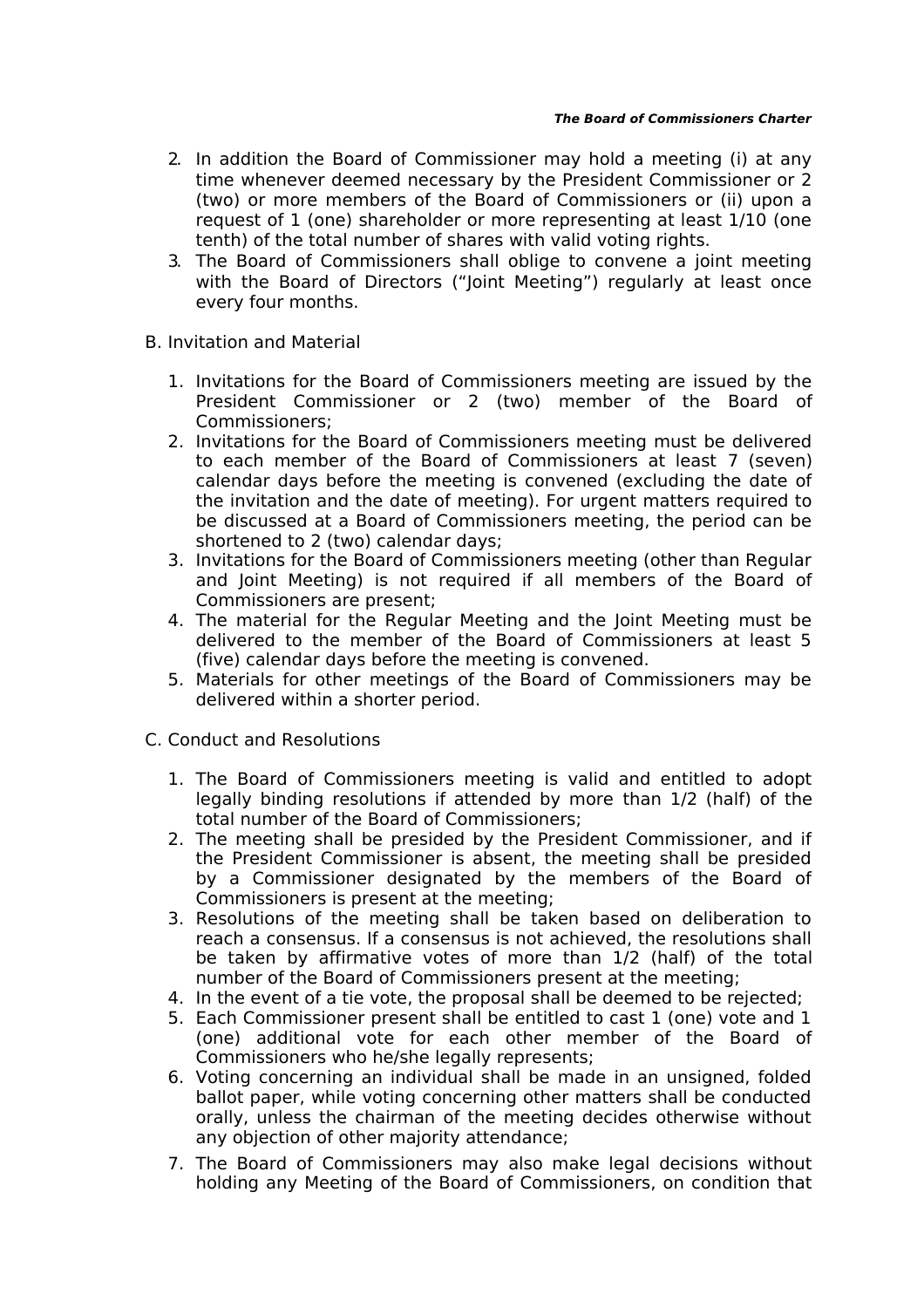2. In addition the Board of Commissioner may hold a meeting (i) at any time whenever deemed necessary by the President Commissioner or 2 (two) or more members of the Board of Commissioners or (ii) upon a request of 1 (one) shareholder or more representing at least 1/10 (one tenth) of the total number of shares with valid voting rights.
3. The Board of Commissioners shall oblige to convene a joint meeting with the Board of Directors ("Joint Meeting") regularly at least once every four months.

B. Invitation and Material

1. Invitations for the Board of Commissioners meeting are issued by the President Commissioner or 2 (two) member of the Board of Commissioners;
2. Invitations for the Board of Commissioners meeting must be delivered to each member of the Board of Commissioners at least 7 (seven) calendar days before the meeting is convened (excluding the date of the invitation and the date of meeting). For urgent matters required to be discussed at a Board of Commissioners meeting, the period can be shortened to 2 (two) calendar days;
3. Invitations for the Board of Commissioners meeting (other than Regular and Joint Meeting) is not required if all members of the Board of Commissioners are present;
4. The material for the Regular Meeting and the Joint Meeting must be delivered to the member of the Board of Commissioners at least 5 (five) calendar days before the meeting is convened.
5. Materials for other meetings of the Board of Commissioners may be delivered within a shorter period.

C. Conduct and Resolutions

1. The Board of Commissioners meeting is valid and entitled to adopt legally binding resolutions if attended by more than 1/2 (half) of the total number of the Board of Commissioners;
2. The meeting shall be presided by the President Commissioner, and if the President Commissioner is absent, the meeting shall be presided by a Commissioner designated by the members of the Board of Commissioners is present at the meeting;
3. Resolutions of the meeting shall be taken based on deliberation to reach a consensus. If a consensus is not achieved, the resolutions shall be taken by affirmative votes of more than 1/2 (half) of the total number of the Board of Commissioners present at the meeting;
4. In the event of a tie vote, the proposal shall be deemed to be rejected;
5. Each Commissioner present shall be entitled to cast 1 (one) vote and 1 (one) additional vote for each other member of the Board of Commissioners who he/she legally represents;
6. Voting concerning an individual shall be made in an unsigned, folded ballot paper, while voting concerning other matters shall be conducted orally, unless the chairman of the meeting decides otherwise without any objection of other majority attendance;
7. The Board of Commissioners may also make legal decisions without holding any Meeting of the Board of Commissioners, on condition that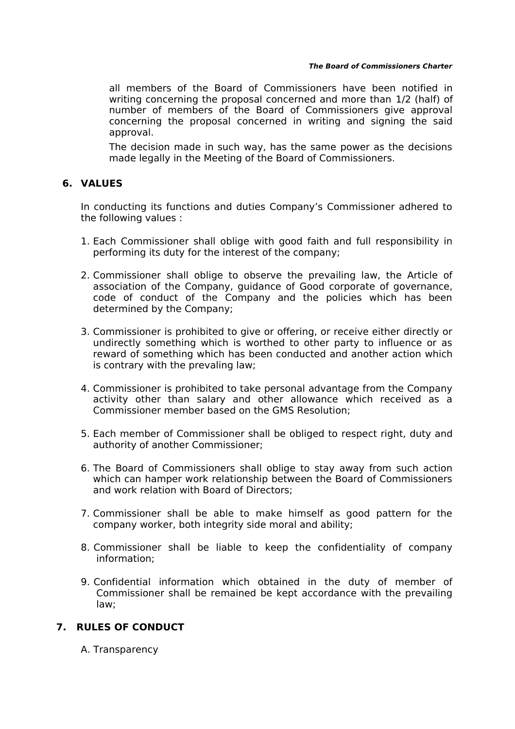all members of the Board of Commissioners have been notified in writing concerning the proposal concerned and more than 1/2 (half) of number of members of the Board of Commissioners give approval concerning the proposal concerned in writing and signing the said approval.

The decision made in such way, has the same power as the decisions made legally in the Meeting of the Board of Commissioners.

## 6. VALUES

In conducting its functions and duties Company's Commissioner adhered to the following values :

1. Each Commissioner shall oblige with good faith and full responsibility in performing its duty for the interest of the company;

2. Commissioner shall oblige to observe the prevailing law, the Article of association of the Company, guidance of Good corporate of governance, code of conduct of the Company and the policies which has been determined by the Company;

3. Commissioner is prohibited to give or offering, or receive either directly or undirectly something which is worthed to other party to influence or as reward of something which has been conducted and another action which is contrary with the prevaling law;

4. Commissioner is prohibited to take personal advantage from the Company activity other than salary and other allowance which received as a Commissioner member based on the GMS Resolution;

5. Each member of Commissioner shall be obliged to respect right, duty and authority of another Commissioner;

6. The Board of Commissioners shall oblige to stay away from such action which can hamper work relationship between the Board of Commissioners and work relation with Board of Directors;

7. Commissioner shall be able to make himself as good pattern for the company worker, both integrity side moral and ability;

8. Commissioner shall be liable to keep the confidentiality of company information;

9. Confidential information which obtained in the duty of member of Commissioner shall be remained be kept accordance with the prevailing law;

## 7. RULES OF CONDUCT

A. Transparency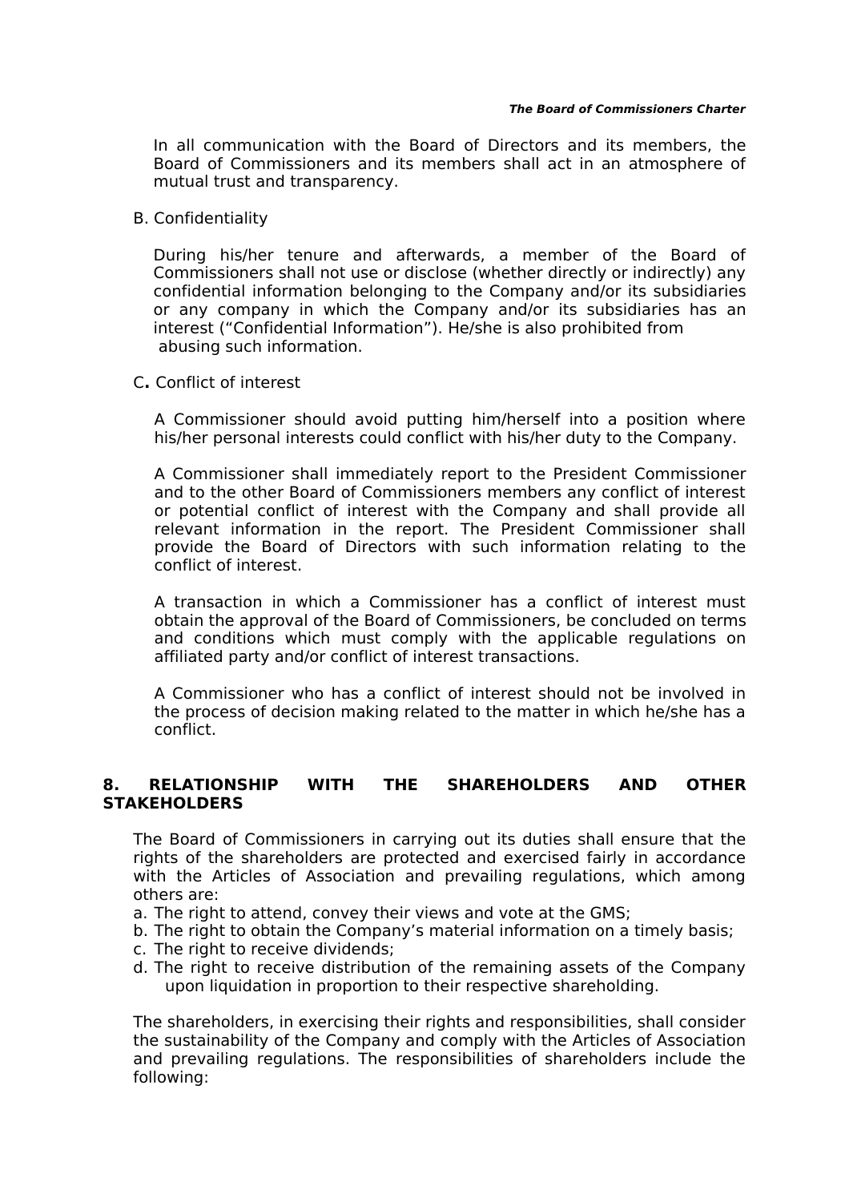In all communication with the Board of Directors and its members, the Board of Commissioners and its members shall act in an atmosphere of mutual trust and transparency.

B. Confidentiality

During his/her tenure and afterwards, a member of the Board of Commissioners shall not use or disclose (whether directly or indirectly) any confidential information belonging to the Company and/or its subsidiaries or any company in which the Company and/or its subsidiaries has an interest ("Confidential Information"). He/she is also prohibited from abusing such information.

C**.** Conflict of interest

A Commissioner should avoid putting him/herself into a position where his/her personal interests could conflict with his/her duty to the Company.

A Commissioner shall immediately report to the President Commissioner and to the other Board of Commissioners members any conflict of interest or potential conflict of interest with the Company and shall provide all relevant information in the report. The President Commissioner shall provide the Board of Directors with such information relating to the conflict of interest.

A transaction in which a Commissioner has a conflict of interest must obtain the approval of the Board of Commissioners, be concluded on terms and conditions which must comply with the applicable regulations on affiliated party and/or conflict of interest transactions.

A Commissioner who has a conflict of interest should not be involved in the process of decision making related to the matter in which he/she has a conflict.

## 8. RELATIONSHIP WITH THE SHAREHOLDERS AND OTHER STAKEHOLDERS

The Board of Commissioners in carrying out its duties shall ensure that the rights of the shareholders are protected and exercised fairly in accordance with the Articles of Association and prevailing regulations, which among others are:

a. The right to attend, convey their views and vote at the GMS;
b. The right to obtain the Company's material information on a timely basis;
c. The right to receive dividends;
d. The right to receive distribution of the remaining assets of the Company upon liquidation in proportion to their respective shareholding.

The shareholders, in exercising their rights and responsibilities, shall consider the sustainability of the Company and comply with the Articles of Association and prevailing regulations. The responsibilities of shareholders include the following: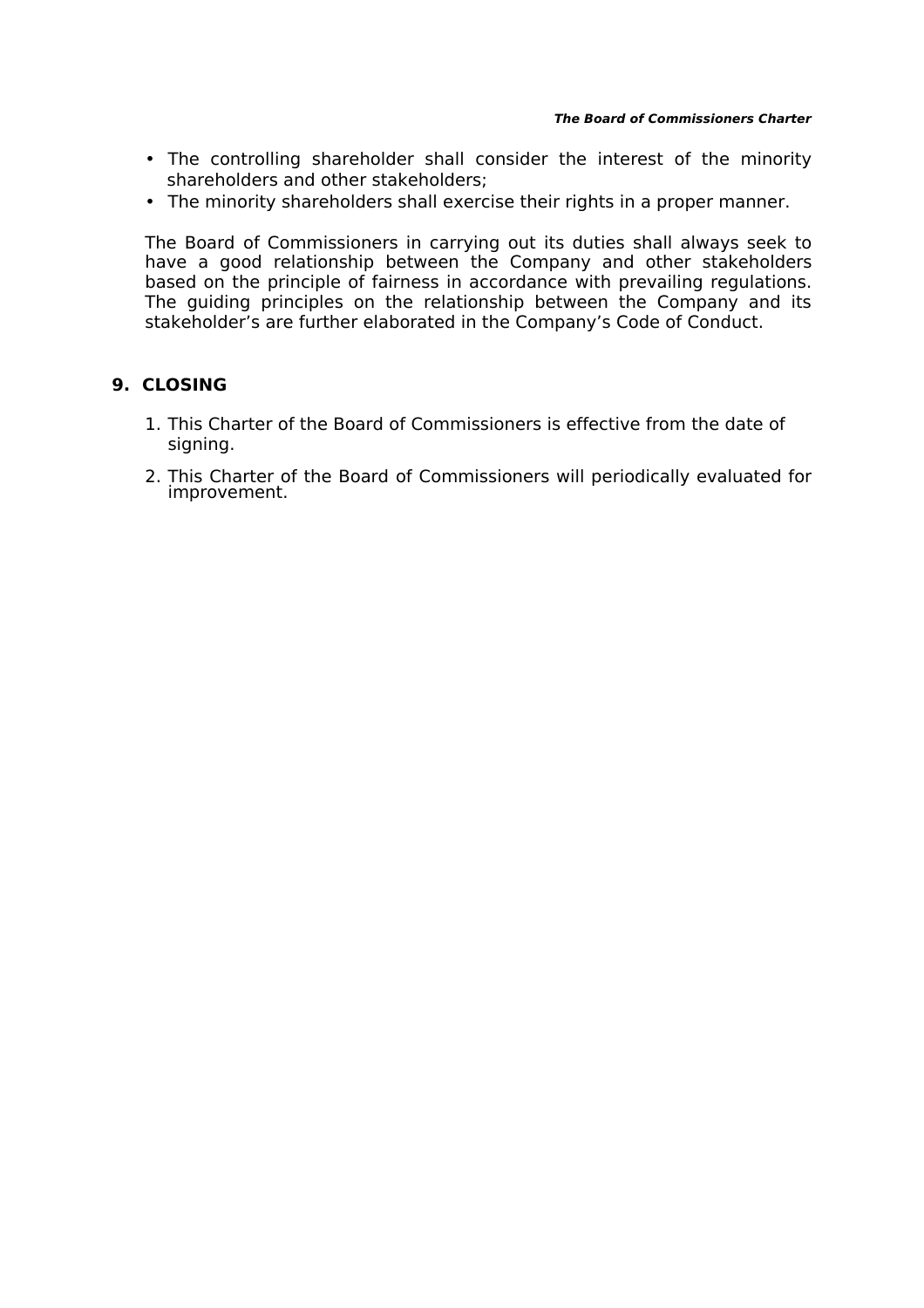- The controlling shareholder shall consider the interest of the minority shareholders and other stakeholders;
- The minority shareholders shall exercise their rights in a proper manner.

The Board of Commissioners in carrying out its duties shall always seek to have a good relationship between the Company and other stakeholders based on the principle of fairness in accordance with prevailing regulations. The guiding principles on the relationship between the Company and its stakeholder's are further elaborated in the Company's Code of Conduct.

## 9. CLOSING

1. This Charter of the Board of Commissioners is effective from the date of signing.
2. This Charter of the Board of Commissioners will periodically evaluated for improvement.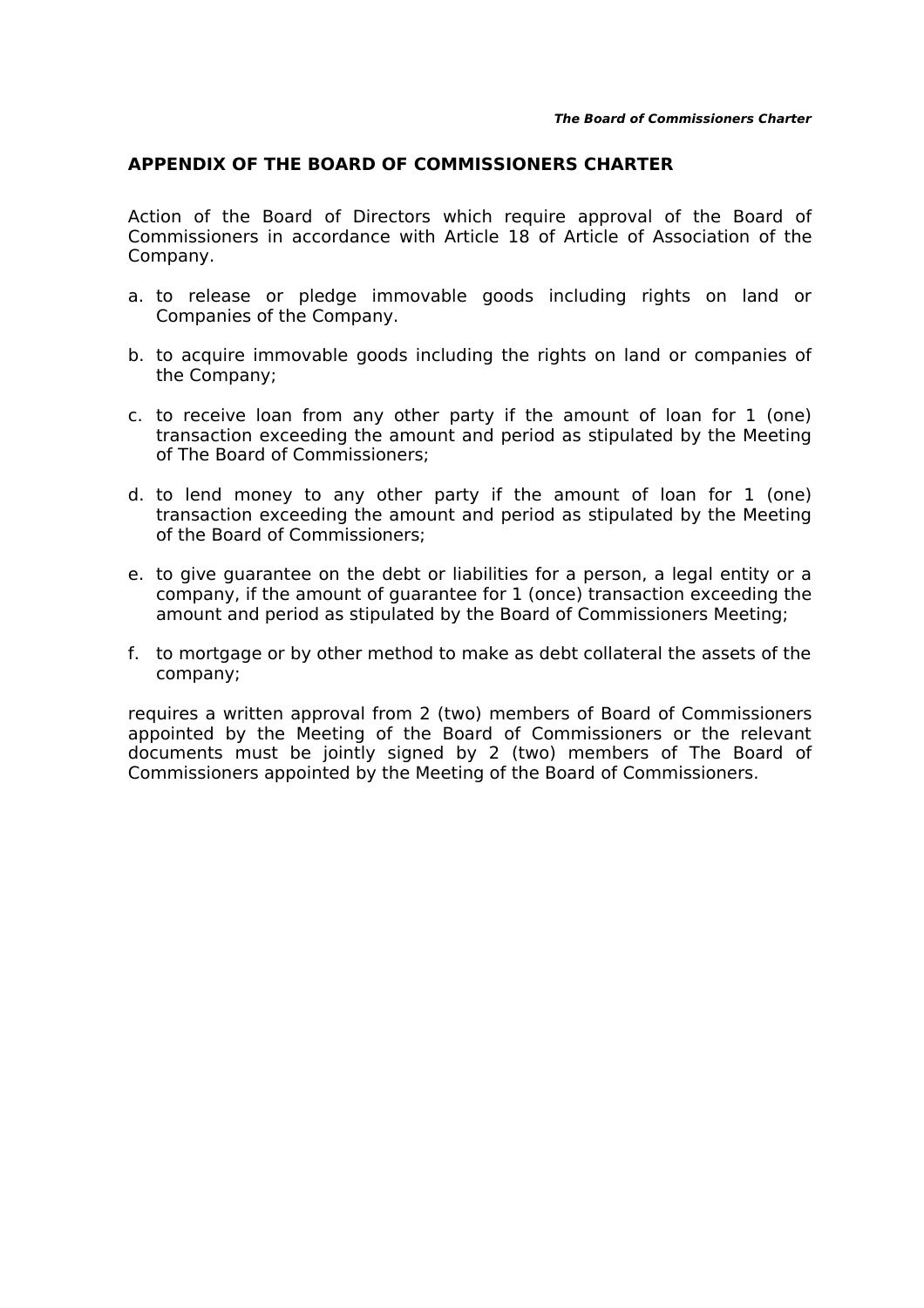## APPENDIX OF THE BOARD OF COMMISSIONERS CHARTER

Action of the Board of Directors which require approval of the Board of Commissioners in accordance with Article 18 of Article of Association of the Company.

a. to release or pledge immovable goods including rights on land or Companies of the Company.

b. to acquire immovable goods including the rights on land or companies of the Company;

c. to receive loan from any other party if the amount of loan for 1 (one) transaction exceeding the amount and period as stipulated by the Meeting of The Board of Commissioners;

d. to lend money to any other party if the amount of loan for 1 (one) transaction exceeding the amount and period as stipulated by the Meeting of the Board of Commissioners;

e. to give guarantee on the debt or liabilities for a person, a legal entity or a company, if the amount of guarantee for 1 (once) transaction exceeding the amount and period as stipulated by the Board of Commissioners Meeting;

f. to mortgage or by other method to make as debt collateral the assets of the company;

requires a written approval from 2 (two) members of Board of Commissioners appointed by the Meeting of the Board of Commissioners or the relevant documents must be jointly signed by 2 (two) members of The Board of Commissioners appointed by the Meeting of the Board of Commissioners.